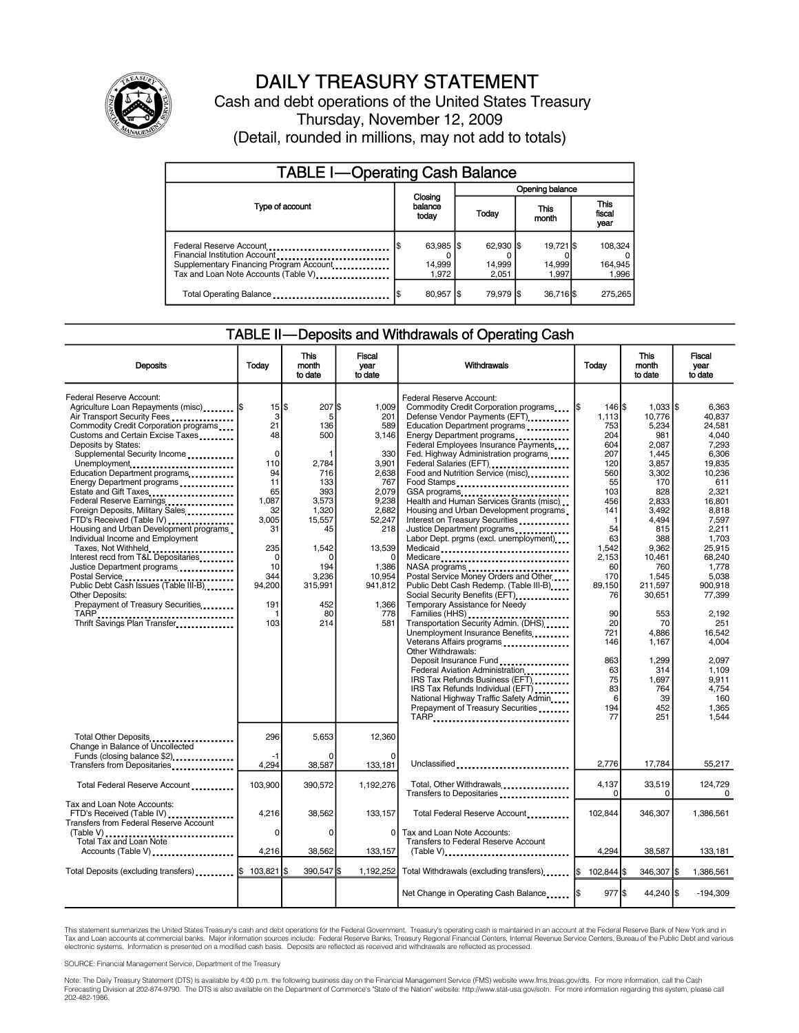# DAILY TREASURY STATEMENT

Cash and debt operations of the United States Treasury

Thursday, November 12, 2009

(Detail, rounded in millions, may not add to totals)

## TABLE I—Operating Cash Balance

| Type of account | Closing balance today | Opening balance Today | Opening balance This month | Opening balance This fiscal year |
|---|---|---|---|---|
| Federal Reserve Account | $ 63,985 | $ 62,930 | $ 19,721 | $ 108,324 |
| Financial Institution Account | 0 | 0 | 0 | 0 |
| Supplementary Financing Program Account | 14,999 | 14,999 | 14,999 | 164,945 |
| Tax and Loan Note Accounts (Table V) | 1,972 | 2,051 | 1,997 | 1,996 |
| Total Operating Balance | $ 80,957 | $ 79,979 | $ 36,716 | $ 275,265 |

## TABLE II—Deposits and Withdrawals of Operating Cash

| Deposits | Today | This month to date | Fiscal year to date |
|---|---|---|---|
| Federal Reserve Account: | | | |
| Agriculture Loan Repayments (misc) | $ 15 | $ 207 | $ 1,009 |
| Air Transport Security Fees | 3 | 5 | 201 |
| Commodity Credit Corporation programs | 21 | 136 | 589 |
| Customs and Certain Excise Taxes | 48 | 500 | 3,146 |
| Deposits by States: | | | |
| Supplemental Security Income | 0 | 1 | 330 |
| Unemployment | 110 | 2,784 | 3,901 |
| Education Department programs | 94 | 716 | 2,638 |
| Energy Department programs | 11 | 133 | 767 |
| Estate and Gift Taxes | 65 | 393 | 2,079 |
| Federal Reserve Earnings | 1,087 | 3,573 | 9,238 |
| Foreign Deposits, Military Sales | 32 | 1,320 | 2,682 |
| FTD's Received (Table IV) | 3,005 | 15,557 | 52,247 |
| Housing and Urban Development programs | 31 | 45 | 218 |
| Individual Income and Employment Taxes, Not Withheld | 235 | 1,542 | 13,539 |
| Interest recd from T&L Depositaries | 0 | 0 | 0 |
| Justice Department programs | 10 | 194 | 1,386 |
| Postal Service | 344 | 3,236 | 10,954 |
| Public Debt Cash Issues (Table III-B) | 94,200 | 315,991 | 941,812 |
| Other Deposits: | | | |
| Prepayment of Treasury Securities | 191 | 452 | 1,366 |
| TARP | 1 | 80 | 778 |
| Thrift Savings Plan Transfer | 103 | 214 | 581 |
| Total Other Deposits | 296 | 5,653 | 12,360 |
| Change in Balance of Uncollected Funds (closing balance $2) | -1 | 0 | 0 |
| Transfers from Depositaries | 4,294 | 38,587 | 133,181 |
| Total Federal Reserve Account | 103,900 | 390,572 | 1,192,276 |
| Tax and Loan Note Accounts: | | | |
| FTD's Received (Table IV) | 4,216 | 38,562 | 133,157 |
| Transfers from Federal Reserve Account (Table V) | 0 | 0 | 0 |
| Total Tax and Loan Note Accounts (Table V) | 4,216 | 38,562 | 133,157 |
| Total Deposits (excluding transfers) | $ 103,821 | $ 390,547 | $ 1,192,252 |

| Withdrawals | Today | This month to date | Fiscal year to date |
|---|---|---|---|
| Federal Reserve Account: | | | |
| Commodity Credit Corporation programs | $ 146 | $ 1,033 | $ 6,363 |
| Defense Vendor Payments (EFT) | 1,113 | 10,776 | 40,837 |
| Education Department programs | 753 | 5,234 | 24,581 |
| Energy Department programs | 204 | 981 | 4,040 |
| Federal Employees Insurance Payments | 604 | 2,087 | 7,293 |
| Fed. Highway Administration programs | 207 | 1,445 | 6,306 |
| Federal Salaries (EFT) | 120 | 3,857 | 19,835 |
| Food and Nutrition Service (misc) | 560 | 3,302 | 10,236 |
| Food Stamps | 55 | 170 | 611 |
| GSA programs | 103 | 828 | 2,321 |
| Health and Human Services Grants (misc) | 456 | 2,833 | 16,801 |
| Housing and Urban Development programs | 141 | 3,492 | 8,818 |
| Interest on Treasury Securities | 1 | 4,494 | 7,597 |
| Justice Department programs | 54 | 815 | 2,211 |
| Labor Dept. prgms (excl. unemployment) | 63 | 388 | 1,703 |
| Medicaid | 1,542 | 9,362 | 25,915 |
| Medicare | 2,153 | 10,461 | 68,240 |
| NASA programs | 60 | 760 | 1,778 |
| Postal Service Money Orders and Other | 170 | 1,545 | 5,038 |
| Public Debt Cash Redemp. (Table III-B) | 89,150 | 211,597 | 900,918 |
| Social Security Benefits (EFT) | 76 | 30,651 | 77,399 |
| Temporary Assistance for Needy Families (HHS) | 90 | 553 | 2,192 |
| Transportation Security Admin. (DHS) | 20 | 70 | 251 |
| Unemployment Insurance Benefits | 721 | 4,886 | 16,542 |
| Veterans Affairs programs | 146 | 1,167 | 4,004 |
| Other Withdrawals: | | | |
| Deposit Insurance Fund | 863 | 1,299 | 2,097 |
| Federal Aviation Administration | 63 | 314 | 1,109 |
| IRS Tax Refunds Business (EFT) | 75 | 1,697 | 9,911 |
| IRS Tax Refunds Individual (EFT) | 83 | 764 | 4,754 |
| National Highway Traffic Safety Admin | 6 | 39 | 160 |
| Prepayment of Treasury Securities | 194 | 452 | 1,365 |
| TARP | 77 | 251 | 1,544 |
| Unclassified | 2,776 | 17,784 | 55,217 |
| Total, Other Withdrawals | 4,137 | 33,519 | 124,729 |
| Transfers to Depositaries | 0 | 0 | 0 |
| Total Federal Reserve Account | 102,844 | 346,307 | 1,386,561 |
| Tax and Loan Note Accounts: | | | |
| Transfers to Federal Reserve Account (Table V) | 4,294 | 38,587 | 133,181 |
| Total Withdrawals (excluding transfers) | $ 102,844 | $ 346,307 | $ 1,386,561 |
| Net Change in Operating Cash Balance | $ 977 | $ 44,240 | $ -194,309 |

This statement summarizes the United States Treasury's cash and debt operations for the Federal Government. Treasury's operating cash is maintained in an account at the Federal Reserve Bank of New York and in Tax and Loan accounts at commercial banks. Major information sources include: Federal Reserve Banks, Treasury Regional Financial Centers, Internal Revenue Service Centers, Bureau of the Public Debt and various electronic systems. Information is presented on a modified cash basis. Deposits are reflected as received and withdrawals are reflected as processed.

SOURCE: Financial Management Service, Department of the Treasury

Note: The Daily Treasury Statement (DTS) is available by 4:00 p.m. the following business day on the Financial Management Service (FMS) website www.fms.treas.gov/dts. For more information, call the Cash Forecasting Division at 202-874-9790. The DTS is also available on the Department of Commerce's "State of the Nation" website: http://www.stat-usa.gov/sotn. For more information regarding this system, please call 202-482-1986.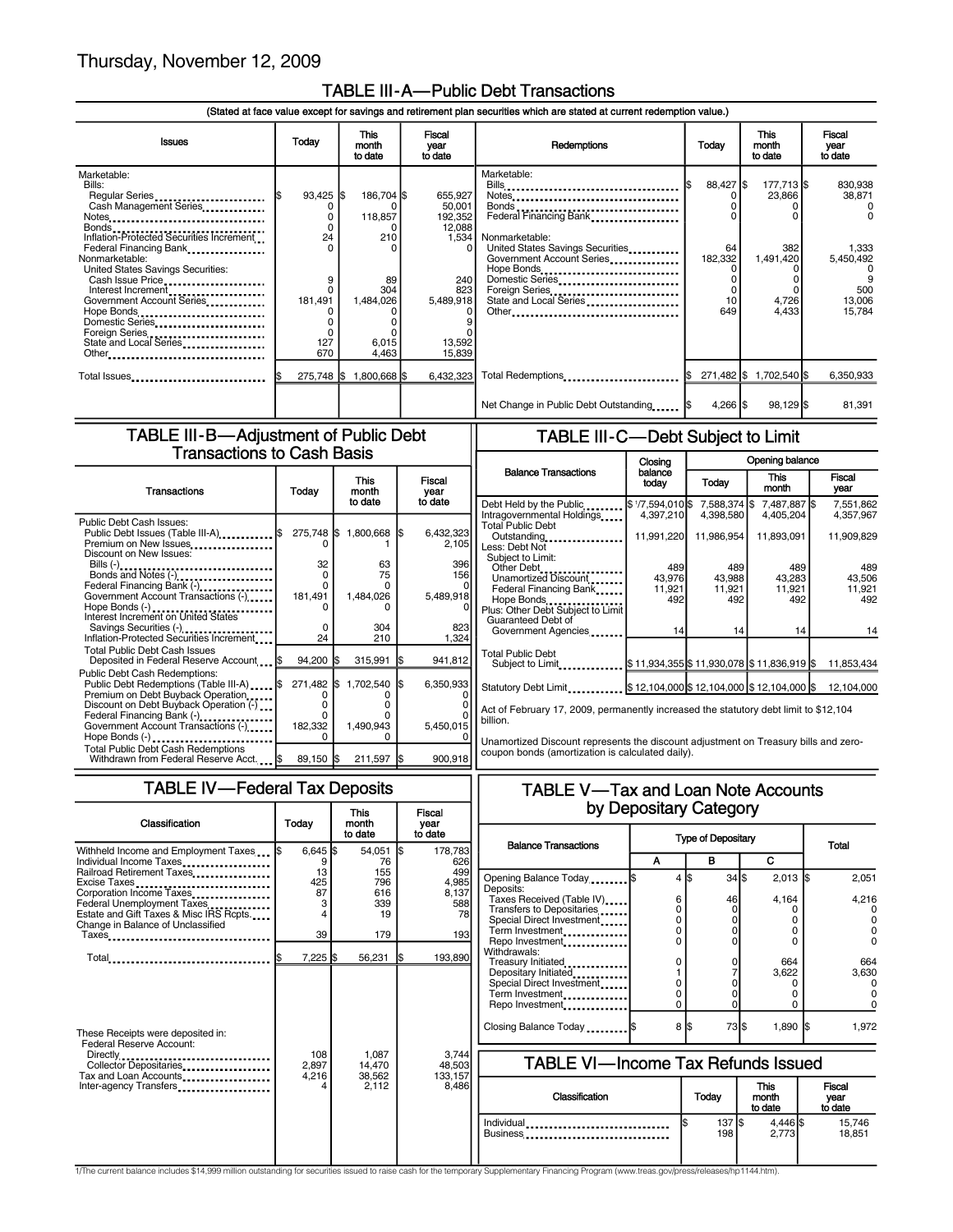Thursday, November 12, 2009

## TABLE III-A—Public Debt Transactions

(Stated at face value except for savings and retirement plan securities which are stated at current redemption value.)

| Issues | Today | This month to date | Fiscal year to date |
|---|---|---|---|
| Marketable: | | | |
| Bills: | | | |
| Regular Series | $ 93,425 | $ 186,704 | $ 655,927 |
| Cash Management Series | 0 | 0 | 50,001 |
| Notes | 0 | 118,857 | 192,352 |
| Bonds | 0 | 0 | 12,088 |
| Inflation-Protected Securities Increment | 24 | 210 | 1,534 |
| Federal Financing Bank | 0 | 0 | 0 |
| Nonmarketable: | | | |
| United States Savings Securities: | | | |
| Cash Issue Price | 9 | 89 | 240 |
| Interest Increment | 0 | 304 | 823 |
| Government Account Series | 181,491 | 1,484,026 | 5,489,918 |
| Hope Bonds | 0 | 0 | 0 |
| Domestic Series | 0 | 0 | 9 |
| Foreign Series | 0 | 0 | 0 |
| State and Local Series | 127 | 6,015 | 13,592 |
| Other | 670 | 4,463 | 15,839 |
| Total Issues | $ 275,748 | $ 1,800,668 | $ 6,432,323 |

| Redemptions | Today | This month to date | Fiscal year to date |
|---|---|---|---|
| Marketable: | | | |
| Bills | $ 88,427 | $ 177,713 | $ 830,938 |
| Notes | 0 | 23,866 | 38,871 |
| Bonds | 0 | 0 | 0 |
| Federal Financing Bank | 0 | 0 | 0 |
| Nonmarketable: | | | |
| United States Savings Securities | 64 | 382 | 1,333 |
| Government Account Series | 182,332 | 1,491,420 | 5,450,492 |
| Hope Bonds | 0 | 0 | 0 |
| Domestic Series | 0 | 0 | 9 |
| Foreign Series | 0 | 0 | 500 |
| State and Local Series | 10 | 4,726 | 13,006 |
| Other | 649 | 4,433 | 15,784 |
| Total Redemptions | $ 271,482 | $ 1,702,540 | $ 6,350,933 |
| Net Change in Public Debt Outstanding | $ 4,266 | $ 98,129 | $ 81,391 |

## TABLE III-B—Adjustment of Public Debt Transactions to Cash Basis

| Transactions | Today | This month to date | Fiscal year to date |
|---|---|---|---|
| Public Debt Cash Issues: | | | |
| Public Debt Issues (Table III-A) | $ 275,748 | $ 1,800,668 | $ 6,432,323 |
| Premium on New Issues | 0 | 1 | 2,105 |
| Discount on New Issues: | | | |
| Bills (-) | 32 | 63 | 396 |
| Bonds and Notes (-) | 0 | 75 | 156 |
| Federal Financing Bank (-) | 0 | 0 | 0 |
| Government Account Transactions (-) | 181,491 | 1,484,026 | 5,489,918 |
| Hope Bonds (-) | 0 | 0 | 0 |
| Interest Increment on United States Savings Securities (-) | 0 | 304 | 823 |
| Inflation-Protected Securities Increment | 24 | 210 | 1,324 |
| Total Public Debt Cash Issues Deposited in Federal Reserve Account | $ 94,200 | $ 315,991 | $ 941,812 |
| Public Debt Cash Redemptions: | | | |
| Public Debt Redemptions (Table III-A) | $ 271,482 | $ 1,702,540 | $ 6,350,933 |
| Premium on Debt Buyback Operation | 0 | 0 | 0 |
| Discount on Debt Buyback Operation (-) | 0 | 0 | 0 |
| Federal Financing Bank (-) | 0 | 0 | 0 |
| Government Account Transactions (-) | 182,332 | 1,490,943 | 5,450,015 |
| Hope Bonds (-) | 0 | 0 | 0 |
| Total Public Debt Cash Redemptions Withdrawn from Federal Reserve Acct. | $ 89,150 | $ 211,597 | $ 900,918 |

## TABLE III-C—Debt Subject to Limit

| Balance Transactions | Closing balance today | Opening balance Today | Opening balance This month | Opening balance Fiscal year |
|---|---|---|---|---|
| Debt Held by the Public | $ [1]7,594,010 | $ 7,588,374 | $ 7,487,887 | $ 7,551,862 |
| Intragovernmental Holdings | 4,397,210 | 4,398,580 | 4,405,204 | 4,357,967 |
| Total Public Debt Outstanding | 11,991,220 | 11,986,954 | 11,893,091 | 11,909,829 |
| Less: Debt Not Subject to Limit: | | | | |
| Other Debt | 489 | 489 | 489 | 489 |
| Unamortized Discount | 43,976 | 43,988 | 43,283 | 43,506 |
| Federal Financing Bank | 11,921 | 11,921 | 11,921 | 11,921 |
| Hope Bonds | 492 | 492 | 492 | 492 |
| Plus: Other Debt Subject to Limit | | | | |
| Guaranteed Debt of Government Agencies | 14 | 14 | 14 | 14 |
| Total Public Debt Subject to Limit | $ 11,934,355 | $ 11,930,078 | $ 11,836,919 | $ 11,853,434 |
| Statutory Debt Limit | $ 12,104,000 | $ 12,104,000 | $ 12,104,000 | $ 12,104,000 |

Act of February 17, 2009, permanently increased the statutory debt limit to $12,104 billion.

Unamortized Discount represents the discount adjustment on Treasury bills and zero-coupon bonds (amortization is calculated daily).

## TABLE IV—Federal Tax Deposits

| Classification | Today | This month to date | Fiscal year to date |
|---|---|---|---|
| Withheld Income and Employment Taxes | $ 6,645 | $ 54,051 | $ 178,783 |
| Individual Income Taxes | 9 | 76 | 626 |
| Railroad Retirement Taxes | 13 | 155 | 499 |
| Excise Taxes | 425 | 796 | 4,985 |
| Corporation Income Taxes | 87 | 616 | 8,137 |
| Federal Unemployment Taxes | 3 | 339 | 588 |
| Estate and Gift Taxes & Misc IRS Rcpts. | 4 | 19 | 78 |
| Change in Balance of Unclassified Taxes | 39 | 179 | 193 |
| Total | $ 7,225 | $ 56,231 | $ 193,890 |
| These Receipts were deposited in: | | | |
| Federal Reserve Account: | | | |
| Directly | 108 | 1,087 | 3,744 |
| Collector Depositaries | 2,897 | 14,470 | 48,503 |
| Tax and Loan Accounts | 4,216 | 38,562 | 133,157 |
| Inter-agency Transfers | 4 | 2,112 | 8,486 |

## TABLE V—Tax and Loan Note Accounts by Depositary Category

| Balance Transactions | Type of Depositary A | Type of Depositary B | Type of Depositary C | Total |
|---|---|---|---|---|
| Opening Balance Today | $ 4 | $ 34 | $ 2,013 | $ 2,051 |
| Deposits: | | | | |
| Taxes Received (Table IV) | 6 | 46 | 4,164 | 4,216 |
| Transfers to Depositaries | 0 | 0 | 0 | 0 |
| Special Direct Investment | 0 | 0 | 0 | 0 |
| Term Investment | 0 | 0 | 0 | 0 |
| Repo Investment | 0 | 0 | 0 | 0 |
| Withdrawals: | | | | |
| Treasury Initiated | 0 | 0 | 664 | 664 |
| Depositary Initiated | 1 | 7 | 3,622 | 3,630 |
| Special Direct Investment | 0 | 0 | 0 | 0 |
| Term Investment | 0 | 0 | 0 | 0 |
| Repo Investment | 0 | 0 | 0 | 0 |
| Closing Balance Today | $ 8 | $ 73 | $ 1,890 | $ 1,972 |

## TABLE VI—Income Tax Refunds Issued

| Classification | Today | This month to date | Fiscal year to date |
|---|---|---|---|
| Individual | $ 137 | $ 4,446 | $ 15,746 |
| Business | 198 | 2,773 | 18,851 |

1/The current balance includes $14,999 million outstanding for securities issued to raise cash for the temporary Supplementary Financing Program (www.treas.gov/press/releases/hp1144.htm).